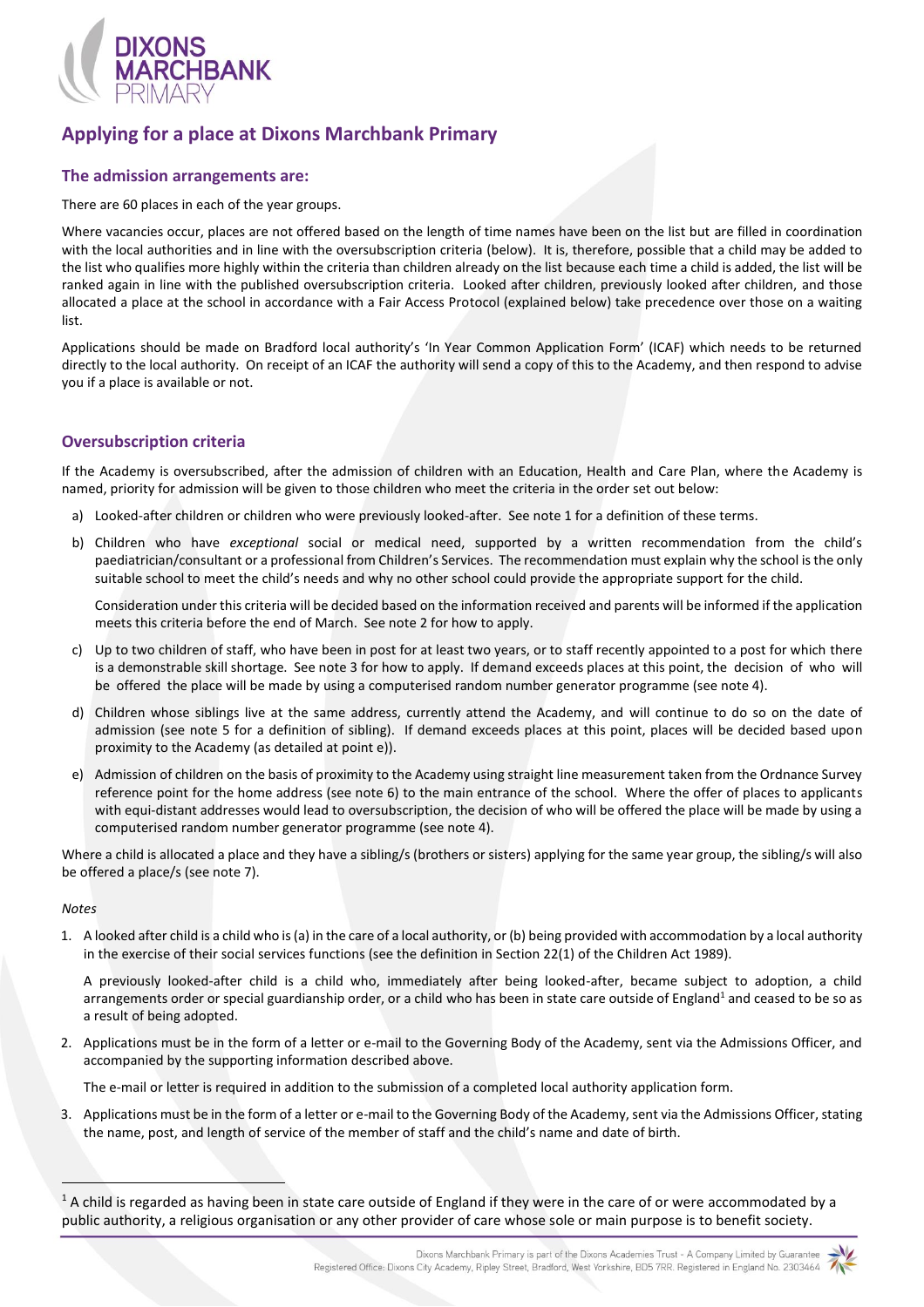# Applying for a place at Dixons Marchbank Primary

## The admission arrangements are:

There are 60 places in each of the year groups.

Where vacancies occur, places are not offered based on the length of time names have been on the list but are filled in coordination with the local authorities and in line with the oversubscription criteria (below). It is, therefore, possible that a child may be added to the list who qualifies more highly within the criteria than children already on the list because each time a child is added, the list will be ranked again in line with the published oversubscription criteria. Looked after children, previously looked after children, and those allocated a place at the school in accordance with a Fair Access Protocol (explained below) take precedence over those on a waiting list.

Applications should be made on Bradford local authority's 'In Year Common Application Form' (ICAF) which needs to be returned directly to the local authority. On receipt of an ICAF the authority will send a copy of this to the Academy, and then respond to advise you if a place is available or not.

## Oversubscription criteria

If the Academy is oversubscribed, after the admission of children with an Education, Health and Care Plan, where the Academy is named, priority for admission will be given to those children who meet the criteria in the order set out below:

a) Looked-after children or children who were previously looked-after. See note 1 for a definition of these terms.

b) Children who have *exceptional* social or medical need, supported by a written recommendation from the child's paediatrician/consultant or a professional from Children's Services. The recommendation must explain why the school is the only suitable school to meet the child's needs and why no other school could provide the appropriate support for the child.

   Consideration under this criteria will be decided based on the information received and parents will be informed if the application meets this criteria before the end of March. See note 2 for how to apply.

c) Up to two children of staff, who have been in post for at least two years, or to staff recently appointed to a post for which there is a demonstrable skill shortage. See note 3 for how to apply. If demand exceeds places at this point, the decision of who will be offered the place will be made by using a computerised random number generator programme (see note 4).

d) Children whose siblings live at the same address, currently attend the Academy, and will continue to do so on the date of admission (see note 5 for a definition of sibling). If demand exceeds places at this point, places will be decided based upon proximity to the Academy (as detailed at point e)).

e) Admission of children on the basis of proximity to the Academy using straight line measurement taken from the Ordnance Survey reference point for the home address (see note 6) to the main entrance of the school. Where the offer of places to applicants with equi-distant addresses would lead to oversubscription, the decision of who will be offered the place will be made by using a computerised random number generator programme (see note 4).

Where a child is allocated a place and they have a sibling/s (brothers or sisters) applying for the same year group, the sibling/s will also be offered a place/s (see note 7).

*Notes*

1. A looked after child is a child who is (a) in the care of a local authority, or (b) being provided with accommodation by a local authority in the exercise of their social services functions (see the definition in Section 22(1) of the Children Act 1989).

   A previously looked-after child is a child who, immediately after being looked-after, became subject to adoption, a child arrangements order or special guardianship order, or a child who has been in state care outside of England[1] and ceased to be so as a result of being adopted.

2. Applications must be in the form of a letter or e-mail to the Governing Body of the Academy, sent via the Admissions Officer, and accompanied by the supporting information described above.

   The e-mail or letter is required in addition to the submission of a completed local authority application form.

3. Applications must be in the form of a letter or e-mail to the Governing Body of the Academy, sent via the Admissions Officer, stating the name, post, and length of service of the member of staff and the child's name and date of birth.

[1] A child is regarded as having been in state care outside of England if they were in the care of or were accommodated by a public authority, a religious organisation or any other provider of care whose sole or main purpose is to benefit society.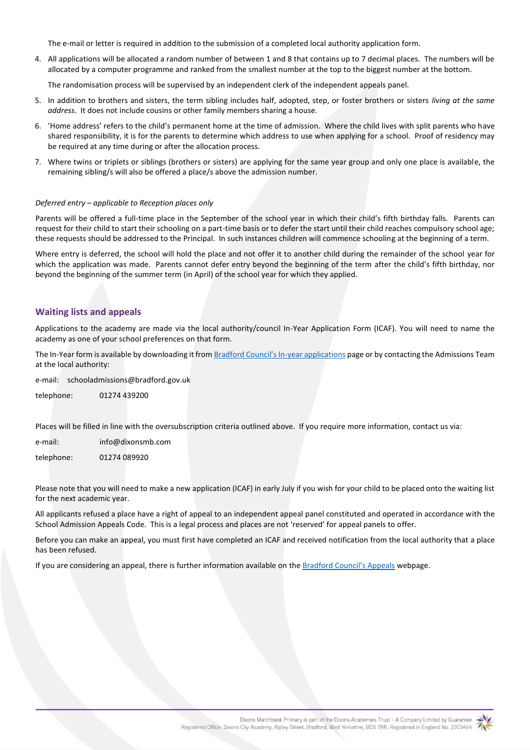The e-mail or letter is required in addition to the submission of a completed local authority application form.

4. All applications will be allocated a random number of between 1 and 8 that contains up to 7 decimal places. The numbers will be allocated by a computer programme and ranked from the smallest number at the top to the biggest number at the bottom.

   The randomisation process will be supervised by an independent clerk of the independent appeals panel.

5. In addition to brothers and sisters, the term sibling includes half, adopted, step, or foster brothers or sisters *living at the same address*. It does not include cousins or other family members sharing a house.

6. 'Home address' refers to the child's permanent home at the time of admission. Where the child lives with split parents who have shared responsibility, it is for the parents to determine which address to use when applying for a school. Proof of residency may be required at any time during or after the allocation process.

7. Where twins or triplets or siblings (brothers or sisters) are applying for the same year group and only one place is available, the remaining sibling/s will also be offered a place/s above the admission number.

*Deferred entry – applicable to Reception places only*

Parents will be offered a full-time place in the September of the school year in which their child's fifth birthday falls. Parents can request for their child to start their schooling on a part-time basis or to defer the start until their child reaches compulsory school age; these requests should be addressed to the Principal. In such instances children will commence schooling at the beginning of a term.

Where entry is deferred, the school will hold the place and not offer it to another child during the remainder of the school year for which the application was made. Parents cannot defer entry beyond the beginning of the term after the child's fifth birthday, nor beyond the beginning of the summer term (in April) of the school year for which they applied.

## Waiting lists and appeals

Applications to the academy are made via the local authority/council In-Year Application Form (ICAF). You will need to name the academy as one of your school preferences on that form.

The In-Year form is available by downloading it from Bradford Council's In-year applications page or by contacting the Admissions Team at the local authority:

e-mail: schooladmissions@bradford.gov.uk

telephone: 01274 439200

Places will be filled in line with the oversubscription criteria outlined above. If you require more information, contact us via:

e-mail: info@dixonsmb.com

telephone: 01274 089920

Please note that you will need to make a new application (ICAF) in early July if you wish for your child to be placed onto the waiting list for the next academic year.

All applicants refused a place have a right of appeal to an independent appeal panel constituted and operated in accordance with the School Admission Appeals Code. This is a legal process and places are not 'reserved' for appeal panels to offer.

Before you can make an appeal, you must first have completed an ICAF and received notification from the local authority that a place has been refused.

If you are considering an appeal, there is further information available on the Bradford Council's Appeals webpage.